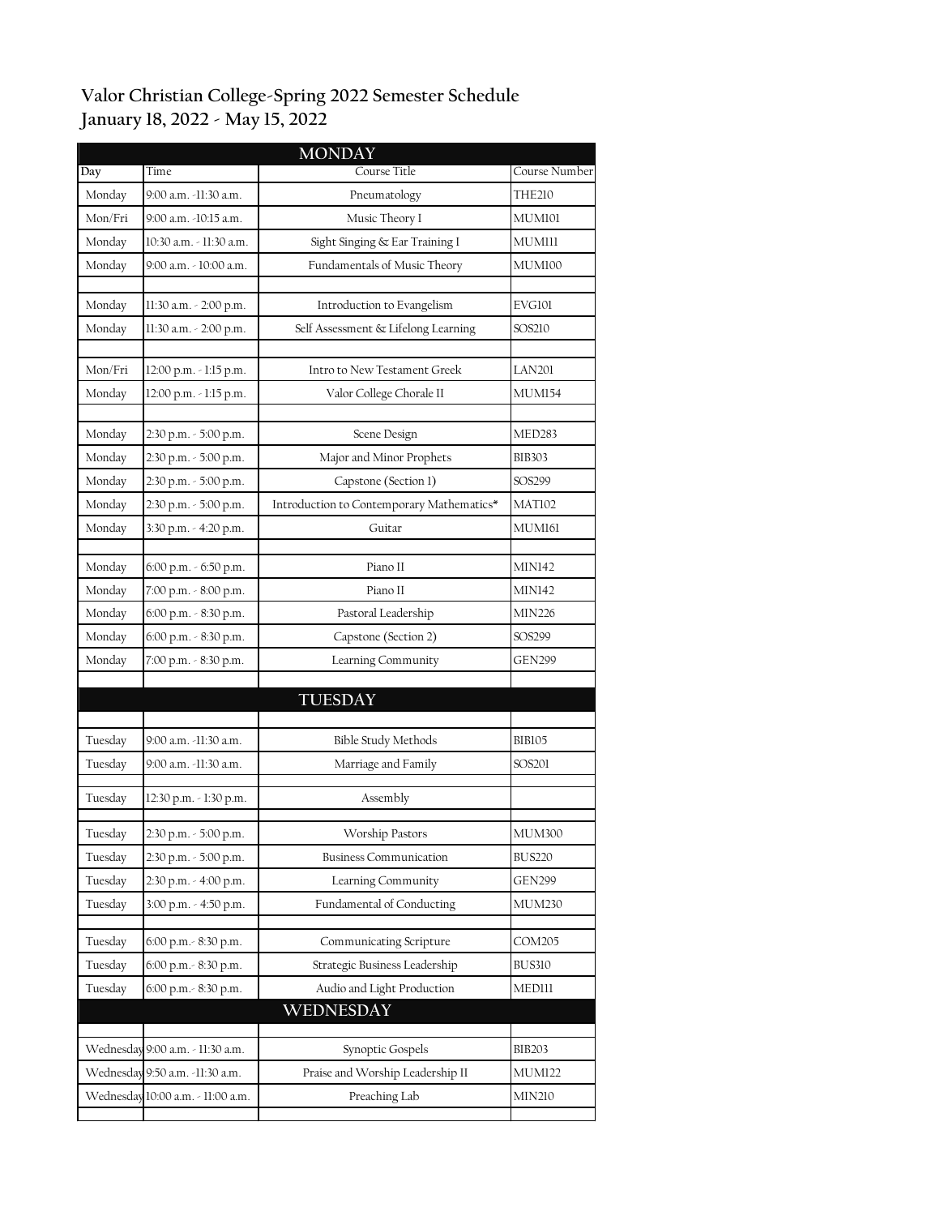# Valor Christian College-Spring 2022 Semester Schedule
## January 18, 2022 - May 15, 2022

| MONDAY | | | |
|---|---|---|---|
| Day | Time | Course Title | Course Number |
| Monday | 9:00 a.m. -11:30 a.m. | Pneumatology | THE210 |
| Mon/Fri | 9:00 a.m. -10:15 a.m. | Music Theory I | MUM101 |
| Monday | 10:30 a.m. - 11:30 a.m. | Sight Singing & Ear Training I | MUM111 |
| Monday | 9:00 a.m. - 10:00 a.m. | Fundamentals of Music Theory | MUM100 |
| | | | |
| Monday | 11:30 a.m. - 2:00 p.m. | Introduction to Evangelism | EVG101 |
| Monday | 11:30 a.m. - 2:00 p.m. | Self Assessment & Lifelong Learning | SOS210 |
| | | | |
| Mon/Fri | 12:00 p.m. - 1:15 p.m. | Intro to New Testament Greek | LAN201 |
| Monday | 12:00 p.m. - 1:15 p.m. | Valor College Chorale II | MUM154 |
| | | | |
| Monday | 2:30 p.m. - 5:00 p.m. | Scene Design | MED283 |
| Monday | 2:30 p.m. - 5:00 p.m. | Major and Minor Prophets | BIB303 |
| Monday | 2:30 p.m. - 5:00 p.m. | Capstone (Section 1) | SOS299 |
| Monday | 2:30 p.m. - 5:00 p.m. | Introduction to Contemporary Mathematics* | MAT102 |
| Monday | 3:30 p.m. - 4:20 p.m. | Guitar | MUM161 |
| | | | |
| Monday | 6:00 p.m. - 6:50 p.m. | Piano II | MIN142 |
| Monday | 7:00 p.m. - 8:00 p.m. | Piano II | MIN142 |
| Monday | 6:00 p.m. - 8:30 p.m. | Pastoral Leadership | MIN226 |
| Monday | 6:00 p.m. - 8:30 p.m. | Capstone (Section 2) | SOS299 |
| Monday | 7:00 p.m. - 8:30 p.m. | Learning Community | GEN299 |
| | | | |
| TUESDAY | | | |
| | | | |
| Tuesday | 9:00 a.m. -11:30 a.m. | Bible Study Methods | BIB105 |
| Tuesday | 9:00 a.m. -11:30 a.m. | Marriage and Family | SOS201 |
| | | | |
| Tuesday | 12:30 p.m. - 1:30 p.m. | Assembly | |
| | | | |
| Tuesday | 2:30 p.m. - 5:00 p.m. | Worship Pastors | MUM300 |
| Tuesday | 2:30 p.m. - 5:00 p.m. | Business Communication | BUS220 |
| Tuesday | 2:30 p.m. - 4:00 p.m. | Learning Community | GEN299 |
| Tuesday | 3:00 p.m. - 4:50 p.m. | Fundamental of Conducting | MUM230 |
| | | | |
| Tuesday | 6:00 p.m.- 8:30 p.m. | Communicating Scripture | COM205 |
| Tuesday | 6:00 p.m.- 8:30 p.m. | Strategic Business Leadership | BUS310 |
| Tuesday | 6:00 p.m.- 8:30 p.m. | Audio and Light Production | MED111 |
| WEDNESDAY | | | |
| | | | |
| Wednesday | 9:00 a.m. - 11:30 a.m. | Synoptic Gospels | BIB203 |
| Wednesday | 9:50 a.m. -11:30 a.m. | Praise and Worship Leadership II | MUM122 |
| Wednesday | 10:00 a.m. - 11:00 a.m. | Preaching Lab | MIN210 |
| | | | |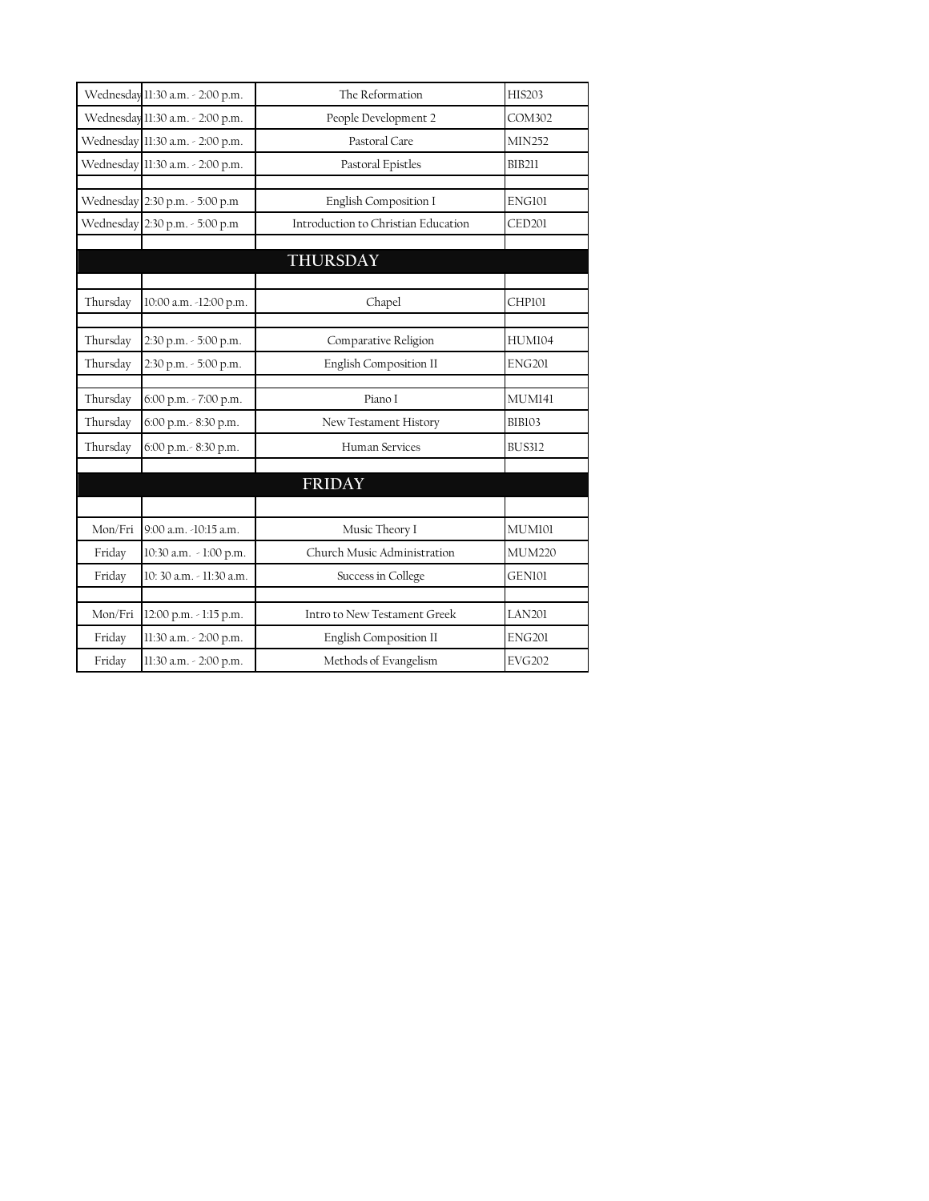| | | | |
|---|---|---|---|
| Wednesday | 11:30 a.m. - 2:00 p.m. | The Reformation | HIS203 |
| Wednesday | 11:30 a.m. - 2:00 p.m. | People Development 2 | COM302 |
| Wednesday | 11:30 a.m. - 2:00 p.m. | Pastoral Care | MIN252 |
| Wednesday | 11:30 a.m. - 2:00 p.m. | Pastoral Epistles | BIB211 |
| | | | |
| Wednesday | 2:30 p.m. - 5:00 p.m | English Composition I | ENG101 |
| Wednesday | 2:30 p.m. - 5:00 p.m | Introduction to Christian Education | CED201 |
| | | | |
| | | **THURSDAY** | |
| | | | |
| Thursday | 10:00 a.m. -12:00 p.m. | Chapel | CHP101 |
| | | | |
| Thursday | 2:30 p.m. - 5:00 p.m. | Comparative Religion | HUM104 |
| Thursday | 2:30 p.m. - 5:00 p.m. | English Composition II | ENG201 |
| | | | |
| Thursday | 6:00 p.m. - 7:00 p.m. | Piano I | MUM141 |
| Thursday | 6:00 p.m.- 8:30 p.m. | New Testament History | BIB103 |
| Thursday | 6:00 p.m.- 8:30 p.m. | Human Services | BUS312 |
| | | | |
| | | **FRIDAY** | |
| | | | |
| Mon/Fri | 9:00 a.m. -10:15 a.m. | Music Theory I | MUM101 |
| Friday | 10:30 a.m. - 1:00 p.m. | Church Music Administration | MUM220 |
| Friday | 10: 30 a.m. - 11:30 a.m. | Success in College | GEN101 |
| | | | |
| Mon/Fri | 12:00 p.m. - 1:15 p.m. | Intro to New Testament Greek | LAN201 |
| Friday | 11:30 a.m. - 2:00 p.m. | English Composition II | ENG201 |
| Friday | 11:30 a.m. - 2:00 p.m. | Methods of Evangelism | EVG202 |